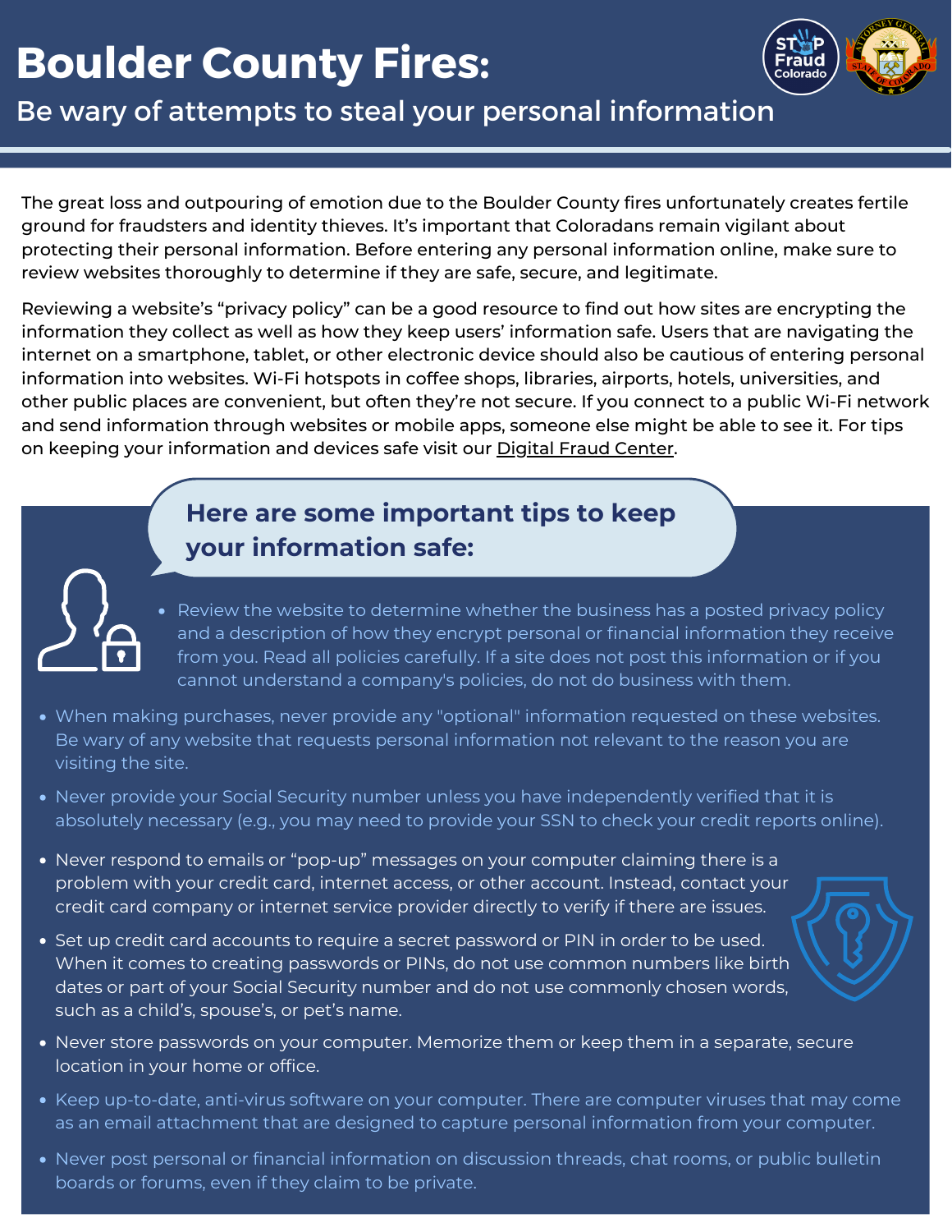# Boulder County Fires:

## Be wary of attempts to steal your personal information

The great loss and outpouring of emotion due to the Boulder County fires unfortunately creates fertile ground for fraudsters and identity thieves. It's important that Coloradans remain vigilant about protecting their personal information. Before entering any personal information online, make sure to review websites thoroughly to determine if they are safe, secure, and legitimate.

Reviewing a website's "privacy policy" can be a good resource to find out how sites are encrypting the information they collect as well as how they keep users' information safe. Users that are navigating the internet on a smartphone, tablet, or other electronic device should also be cautious of entering personal information into websites. Wi-Fi hotspots in coffee shops, libraries, airports, hotels, universities, and other public places are convenient, but often they're not secure. If you connect to a public Wi-Fi network and send information through websites or mobile apps, someone else might be able to see it. For tips on keeping your information and devices safe visit our Digital Fraud Center.

### Here are some important tips to keep your information safe:

- Review the website to determine whether the business has a posted privacy policy and a description of how they encrypt personal or financial information they receive from you. Read all policies carefully. If a site does not post this information or if you cannot understand a company's policies, do not do business with them.
- When making purchases, never provide any "optional" information requested on these websites. Be wary of any website that requests personal information not relevant to the reason you are visiting the site.
- Never provide your Social Security number unless you have independently verified that it is absolutely necessary (e.g., you may need to provide your SSN to check your credit reports online).
- Never respond to emails or "pop-up" messages on your computer claiming there is a problem with your credit card, internet access, or other account. Instead, contact your credit card company or internet service provider directly to verify if there are issues.
- Set up credit card accounts to require a secret password or PIN in order to be used. When it comes to creating passwords or PINs, do not use common numbers like birth dates or part of your Social Security number and do not use commonly chosen words, such as a child's, spouse's, or pet's name.
- Never store passwords on your computer. Memorize them or keep them in a separate, secure location in your home or office.
- Keep up-to-date, anti-virus software on your computer. There are computer viruses that may come as an email attachment that are designed to capture personal information from your computer.
- Never post personal or financial information on discussion threads, chat rooms, or public bulletin boards or forums, even if they claim to be private.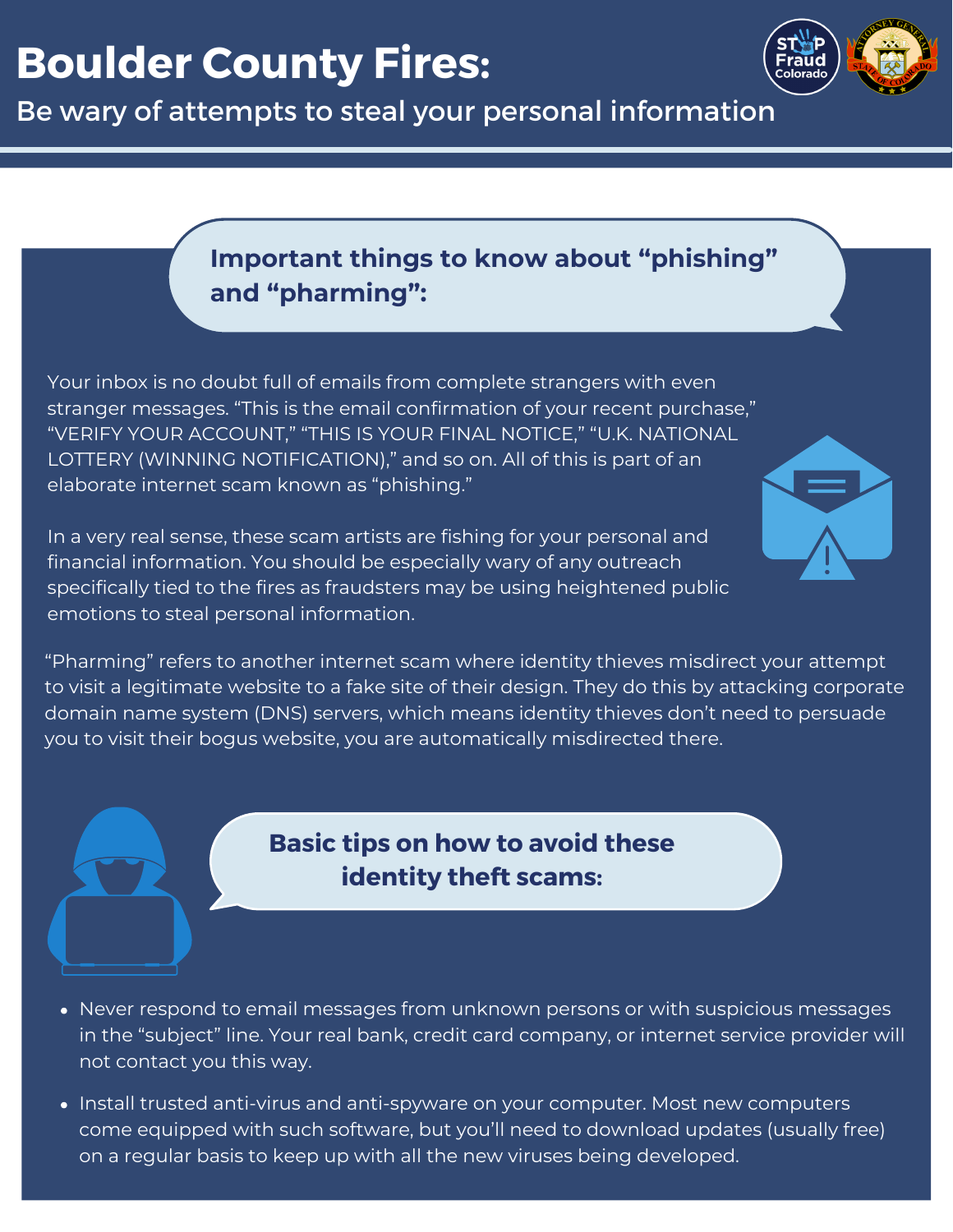# Boulder County Fires:

## Be wary of attempts to steal your personal information

### Important things to know about "phishing" and "pharming":

Your inbox is no doubt full of emails from complete strangers with even stranger messages. "This is the email confirmation of your recent purchase," "VERIFY YOUR ACCOUNT," "THIS IS YOUR FINAL NOTICE," "U.K. NATIONAL LOTTERY (WINNING NOTIFICATION)," and so on. All of this is part of an elaborate internet scam known as "phishing."

In a very real sense, these scam artists are fishing for your personal and financial information. You should be especially wary of any outreach specifically tied to the fires as fraudsters may be using heightened public emotions to steal personal information.

"Pharming" refers to another internet scam where identity thieves misdirect your attempt to visit a legitimate website to a fake site of their design. They do this by attacking corporate domain name system (DNS) servers, which means identity thieves don't need to persuade you to visit their bogus website, you are automatically misdirected there.

### Basic tips on how to avoid these identity theft scams:

- Never respond to email messages from unknown persons or with suspicious messages in the "subject" line. Your real bank, credit card company, or internet service provider will not contact you this way.
- Install trusted anti-virus and anti-spyware on your computer. Most new computers come equipped with such software, but you'll need to download updates (usually free) on a regular basis to keep up with all the new viruses being developed.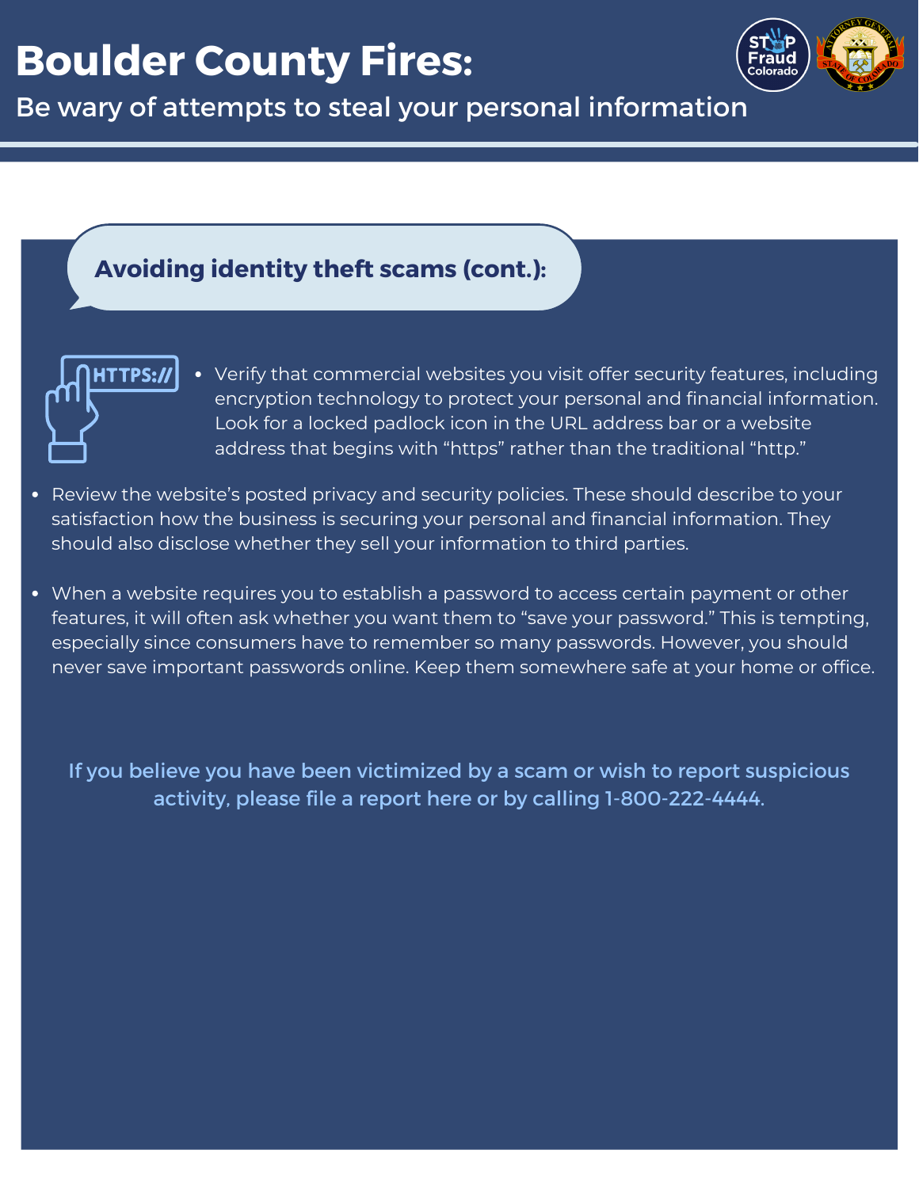# Boulder County Fires:

## Be wary of attempts to steal your personal information

### Avoiding identity theft scams (cont.):

- Verify that commercial websites you visit offer security features, including encryption technology to protect your personal and financial information. Look for a locked padlock icon in the URL address bar or a website address that begins with “https” rather than the traditional “http.”
- Review the website’s posted privacy and security policies. These should describe to your satisfaction how the business is securing your personal and financial information. They should also disclose whether they sell your information to third parties.
- When a website requires you to establish a password to access certain payment or other features, it will often ask whether you want them to “save your password.” This is tempting, especially since consumers have to remember so many passwords. However, you should never save important passwords online. Keep them somewhere safe at your home or office.

**If you believe you have been victimized by a scam or wish to report suspicious activity, please file a report here or by calling 1-800-222-4444.**